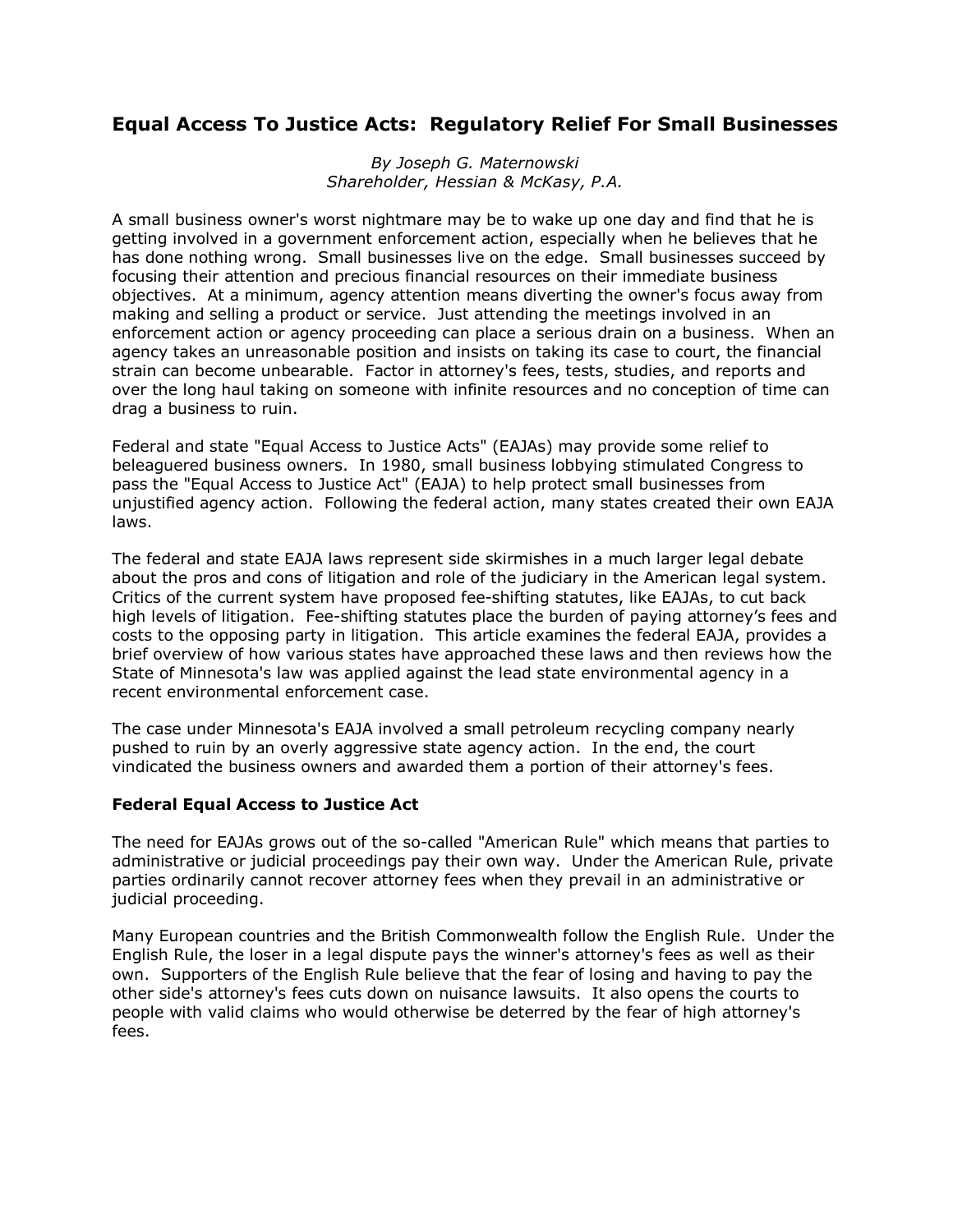# Equal Access To Justice Acts: Regulatory Relief For Small Businesses

*By Joseph G. Maternowski*
*Shareholder, Hessian & McKasy, P.A.*

A small business owner's worst nightmare may be to wake up one day and find that he is getting involved in a government enforcement action, especially when he believes that he has done nothing wrong. Small businesses live on the edge. Small businesses succeed by focusing their attention and precious financial resources on their immediate business objectives. At a minimum, agency attention means diverting the owner's focus away from making and selling a product or service. Just attending the meetings involved in an enforcement action or agency proceeding can place a serious drain on a business. When an agency takes an unreasonable position and insists on taking its case to court, the financial strain can become unbearable. Factor in attorney's fees, tests, studies, and reports and over the long haul taking on someone with infinite resources and no conception of time can drag a business to ruin.

Federal and state "Equal Access to Justice Acts" (EAJAs) may provide some relief to beleaguered business owners. In 1980, small business lobbying stimulated Congress to pass the "Equal Access to Justice Act" (EAJA) to help protect small businesses from unjustified agency action. Following the federal action, many states created their own EAJA laws.

The federal and state EAJA laws represent side skirmishes in a much larger legal debate about the pros and cons of litigation and role of the judiciary in the American legal system. Critics of the current system have proposed fee-shifting statutes, like EAJAs, to cut back high levels of litigation. Fee-shifting statutes place the burden of paying attorney's fees and costs to the opposing party in litigation. This article examines the federal EAJA, provides a brief overview of how various states have approached these laws and then reviews how the State of Minnesota's law was applied against the lead state environmental agency in a recent environmental enforcement case.

The case under Minnesota's EAJA involved a small petroleum recycling company nearly pushed to ruin by an overly aggressive state agency action. In the end, the court vindicated the business owners and awarded them a portion of their attorney's fees.

**Federal Equal Access to Justice Act**

The need for EAJAs grows out of the so-called "American Rule" which means that parties to administrative or judicial proceedings pay their own way. Under the American Rule, private parties ordinarily cannot recover attorney fees when they prevail in an administrative or judicial proceeding.

Many European countries and the British Commonwealth follow the English Rule. Under the English Rule, the loser in a legal dispute pays the winner's attorney's fees as well as their own. Supporters of the English Rule believe that the fear of losing and having to pay the other side's attorney's fees cuts down on nuisance lawsuits. It also opens the courts to people with valid claims who would otherwise be deterred by the fear of high attorney's fees.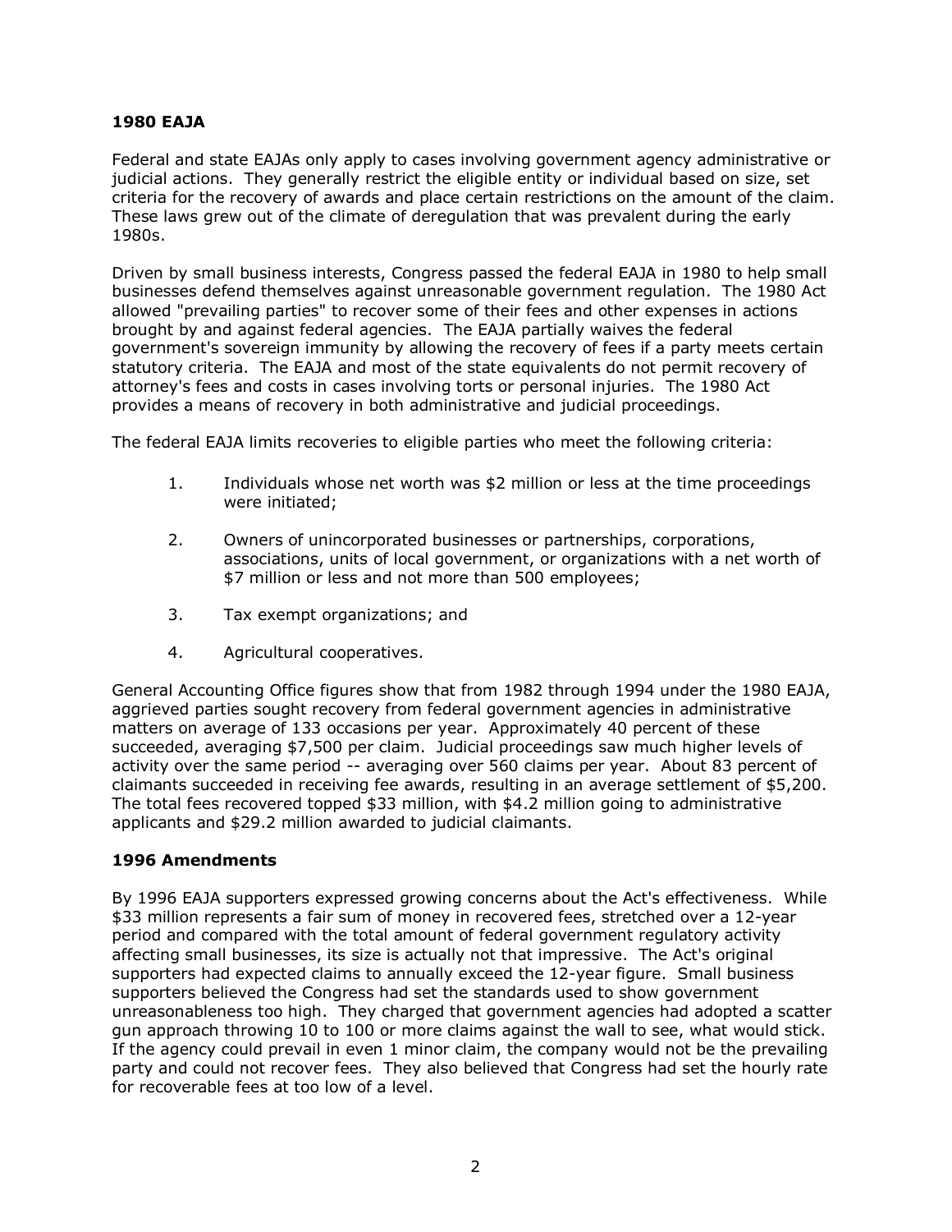### 1980 EAJA

Federal and state EAJAs only apply to cases involving government agency administrative or judicial actions. They generally restrict the eligible entity or individual based on size, set criteria for the recovery of awards and place certain restrictions on the amount of the claim. These laws grew out of the climate of deregulation that was prevalent during the early 1980s.

Driven by small business interests, Congress passed the federal EAJA in 1980 to help small businesses defend themselves against unreasonable government regulation. The 1980 Act allowed "prevailing parties" to recover some of their fees and other expenses in actions brought by and against federal agencies. The EAJA partially waives the federal government's sovereign immunity by allowing the recovery of fees if a party meets certain statutory criteria. The EAJA and most of the state equivalents do not permit recovery of attorney's fees and costs in cases involving torts or personal injuries. The 1980 Act provides a means of recovery in both administrative and judicial proceedings.

The federal EAJA limits recoveries to eligible parties who meet the following criteria:

1. Individuals whose net worth was $2 million or less at the time proceedings were initiated;

2. Owners of unincorporated businesses or partnerships, corporations, associations, units of local government, or organizations with a net worth of $7 million or less and not more than 500 employees;

3. Tax exempt organizations; and

4. Agricultural cooperatives.

General Accounting Office figures show that from 1982 through 1994 under the 1980 EAJA, aggrieved parties sought recovery from federal government agencies in administrative matters on average of 133 occasions per year. Approximately 40 percent of these succeeded, averaging $7,500 per claim. Judicial proceedings saw much higher levels of activity over the same period -- averaging over 560 claims per year. About 83 percent of claimants succeeded in receiving fee awards, resulting in an average settlement of $5,200. The total fees recovered topped $33 million, with $4.2 million going to administrative applicants and $29.2 million awarded to judicial claimants.

### 1996 Amendments

By 1996 EAJA supporters expressed growing concerns about the Act's effectiveness. While $33 million represents a fair sum of money in recovered fees, stretched over a 12-year period and compared with the total amount of federal government regulatory activity affecting small businesses, its size is actually not that impressive. The Act's original supporters had expected claims to annually exceed the 12-year figure. Small business supporters believed the Congress had set the standards used to show government unreasonableness too high. They charged that government agencies had adopted a scatter gun approach throwing 10 to 100 or more claims against the wall to see, what would stick. If the agency could prevail in even 1 minor claim, the company would not be the prevailing party and could not recover fees. They also believed that Congress had set the hourly rate for recoverable fees at too low of a level.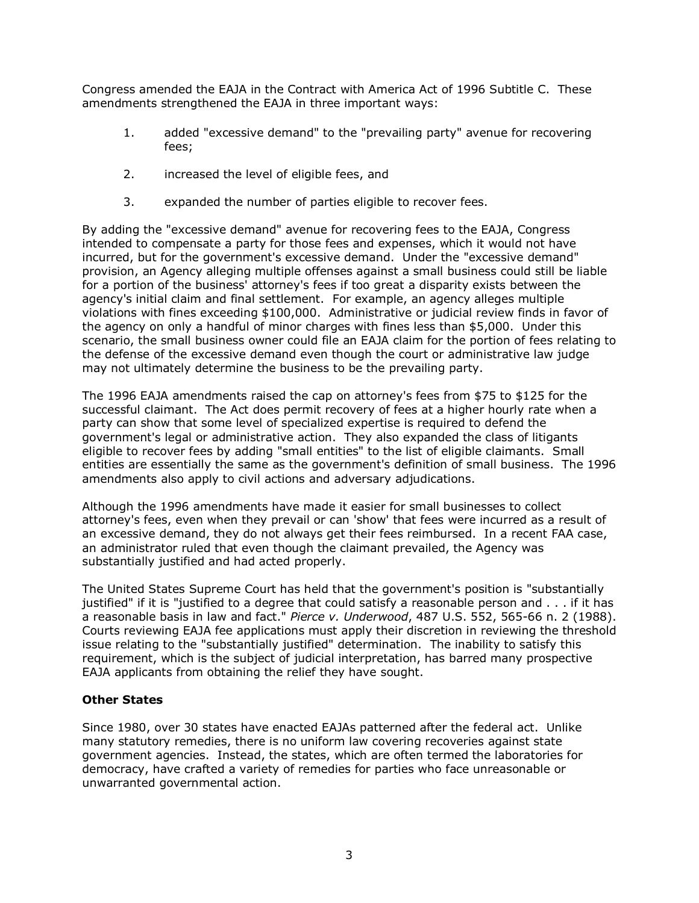Congress amended the EAJA in the Contract with America Act of 1996 Subtitle C. These amendments strengthened the EAJA in three important ways:

1. added "excessive demand" to the "prevailing party" avenue for recovering fees;

2. increased the level of eligible fees, and

3. expanded the number of parties eligible to recover fees.

By adding the "excessive demand" avenue for recovering fees to the EAJA, Congress intended to compensate a party for those fees and expenses, which it would not have incurred, but for the government's excessive demand. Under the "excessive demand" provision, an Agency alleging multiple offenses against a small business could still be liable for a portion of the business' attorney's fees if too great a disparity exists between the agency's initial claim and final settlement. For example, an agency alleges multiple violations with fines exceeding $100,000. Administrative or judicial review finds in favor of the agency on only a handful of minor charges with fines less than $5,000. Under this scenario, the small business owner could file an EAJA claim for the portion of fees relating to the defense of the excessive demand even though the court or administrative law judge may not ultimately determine the business to be the prevailing party.

The 1996 EAJA amendments raised the cap on attorney's fees from $75 to $125 for the successful claimant. The Act does permit recovery of fees at a higher hourly rate when a party can show that some level of specialized expertise is required to defend the government's legal or administrative action. They also expanded the class of litigants eligible to recover fees by adding "small entities" to the list of eligible claimants. Small entities are essentially the same as the government's definition of small business. The 1996 amendments also apply to civil actions and adversary adjudications.

Although the 1996 amendments have made it easier for small businesses to collect attorney's fees, even when they prevail or can 'show' that fees were incurred as a result of an excessive demand, they do not always get their fees reimbursed. In a recent FAA case, an administrator ruled that even though the claimant prevailed, the Agency was substantially justified and had acted properly.

The United States Supreme Court has held that the government's position is "substantially justified" if it is "justified to a degree that could satisfy a reasonable person and . . . if it has a reasonable basis in law and fact." *Pierce v. Underwood*, 487 U.S. 552, 565-66 n. 2 (1988). Courts reviewing EAJA fee applications must apply their discretion in reviewing the threshold issue relating to the "substantially justified" determination. The inability to satisfy this requirement, which is the subject of judicial interpretation, has barred many prospective EAJA applicants from obtaining the relief they have sought.

**Other States**

Since 1980, over 30 states have enacted EAJAs patterned after the federal act. Unlike many statutory remedies, there is no uniform law covering recoveries against state government agencies. Instead, the states, which are often termed the laboratories for democracy, have crafted a variety of remedies for parties who face unreasonable or unwarranted governmental action.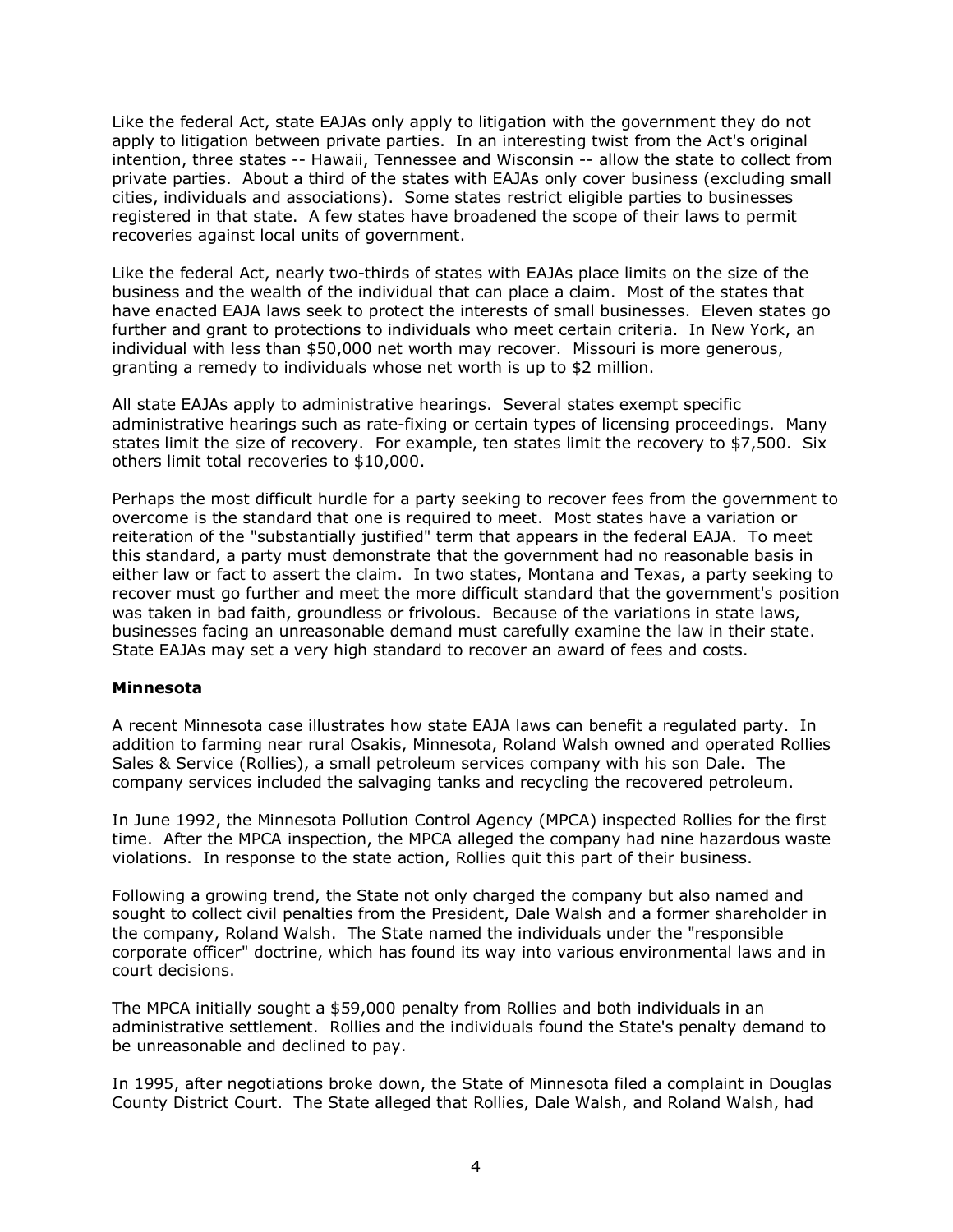Like the federal Act, state EAJAs only apply to litigation with the government they do not apply to litigation between private parties. In an interesting twist from the Act's original intention, three states -- Hawaii, Tennessee and Wisconsin -- allow the state to collect from private parties. About a third of the states with EAJAs only cover business (excluding small cities, individuals and associations). Some states restrict eligible parties to businesses registered in that state. A few states have broadened the scope of their laws to permit recoveries against local units of government.

Like the federal Act, nearly two-thirds of states with EAJAs place limits on the size of the business and the wealth of the individual that can place a claim. Most of the states that have enacted EAJA laws seek to protect the interests of small businesses. Eleven states go further and grant to protections to individuals who meet certain criteria. In New York, an individual with less than $50,000 net worth may recover. Missouri is more generous, granting a remedy to individuals whose net worth is up to $2 million.

All state EAJAs apply to administrative hearings. Several states exempt specific administrative hearings such as rate-fixing or certain types of licensing proceedings. Many states limit the size of recovery. For example, ten states limit the recovery to $7,500. Six others limit total recoveries to $10,000.

Perhaps the most difficult hurdle for a party seeking to recover fees from the government to overcome is the standard that one is required to meet. Most states have a variation or reiteration of the "substantially justified" term that appears in the federal EAJA. To meet this standard, a party must demonstrate that the government had no reasonable basis in either law or fact to assert the claim. In two states, Montana and Texas, a party seeking to recover must go further and meet the more difficult standard that the government's position was taken in bad faith, groundless or frivolous. Because of the variations in state laws, businesses facing an unreasonable demand must carefully examine the law in their state. State EAJAs may set a very high standard to recover an award of fees and costs.

**Minnesota**

A recent Minnesota case illustrates how state EAJA laws can benefit a regulated party. In addition to farming near rural Osakis, Minnesota, Roland Walsh owned and operated Rollies Sales & Service (Rollies), a small petroleum services company with his son Dale. The company services included the salvaging tanks and recycling the recovered petroleum.

In June 1992, the Minnesota Pollution Control Agency (MPCA) inspected Rollies for the first time. After the MPCA inspection, the MPCA alleged the company had nine hazardous waste violations. In response to the state action, Rollies quit this part of their business.

Following a growing trend, the State not only charged the company but also named and sought to collect civil penalties from the President, Dale Walsh and a former shareholder in the company, Roland Walsh. The State named the individuals under the "responsible corporate officer" doctrine, which has found its way into various environmental laws and in court decisions.

The MPCA initially sought a $59,000 penalty from Rollies and both individuals in an administrative settlement. Rollies and the individuals found the State's penalty demand to be unreasonable and declined to pay.

In 1995, after negotiations broke down, the State of Minnesota filed a complaint in Douglas County District Court. The State alleged that Rollies, Dale Walsh, and Roland Walsh, had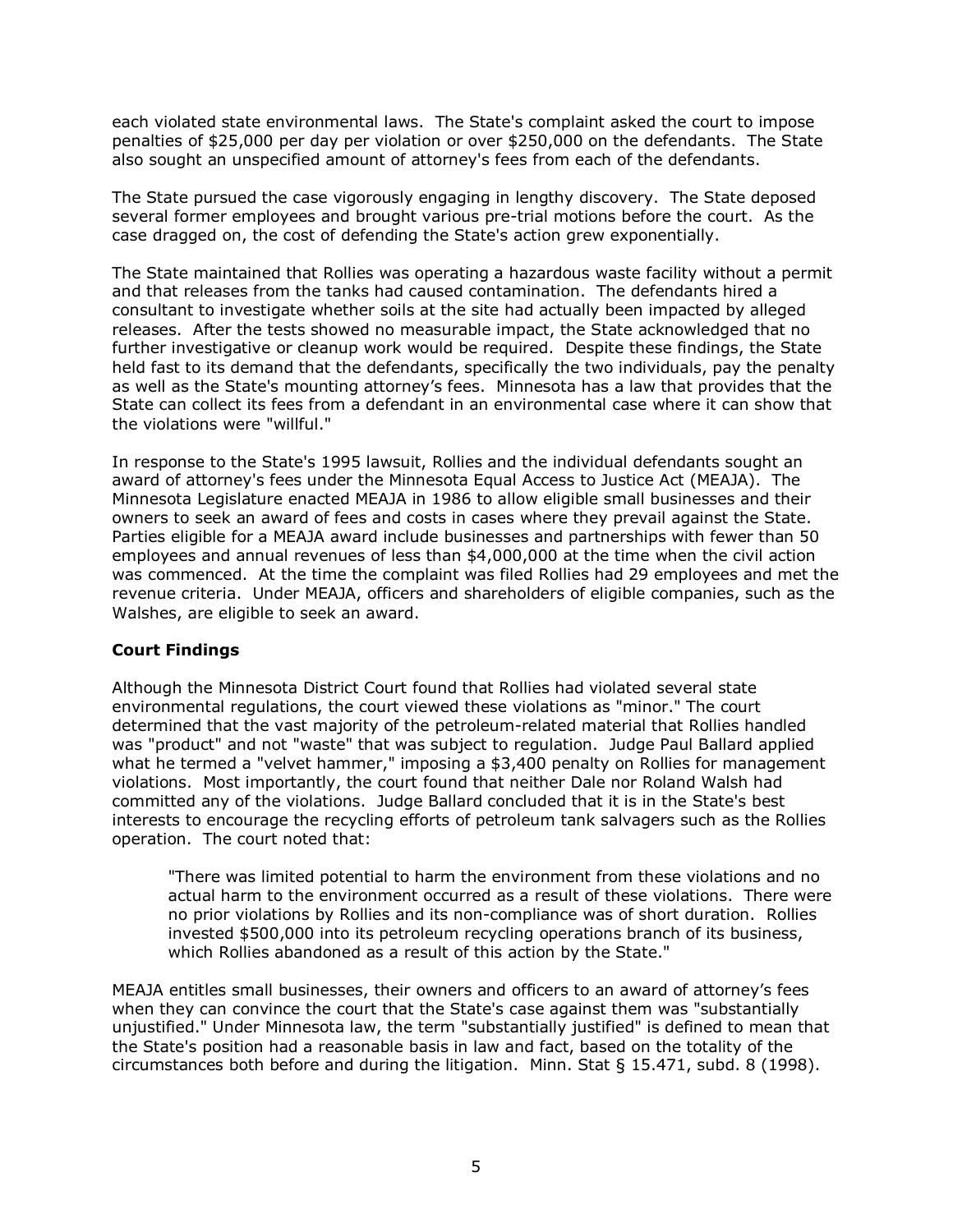each violated state environmental laws. The State's complaint asked the court to impose penalties of $25,000 per day per violation or over $250,000 on the defendants. The State also sought an unspecified amount of attorney's fees from each of the defendants.

The State pursued the case vigorously engaging in lengthy discovery. The State deposed several former employees and brought various pre-trial motions before the court. As the case dragged on, the cost of defending the State's action grew exponentially.

The State maintained that Rollies was operating a hazardous waste facility without a permit and that releases from the tanks had caused contamination. The defendants hired a consultant to investigate whether soils at the site had actually been impacted by alleged releases. After the tests showed no measurable impact, the State acknowledged that no further investigative or cleanup work would be required. Despite these findings, the State held fast to its demand that the defendants, specifically the two individuals, pay the penalty as well as the State's mounting attorney's fees. Minnesota has a law that provides that the State can collect its fees from a defendant in an environmental case where it can show that the violations were "willful."

In response to the State's 1995 lawsuit, Rollies and the individual defendants sought an award of attorney's fees under the Minnesota Equal Access to Justice Act (MEAJA). The Minnesota Legislature enacted MEAJA in 1986 to allow eligible small businesses and their owners to seek an award of fees and costs in cases where they prevail against the State. Parties eligible for a MEAJA award include businesses and partnerships with fewer than 50 employees and annual revenues of less than $4,000,000 at the time when the civil action was commenced. At the time the complaint was filed Rollies had 29 employees and met the revenue criteria. Under MEAJA, officers and shareholders of eligible companies, such as the Walshes, are eligible to seek an award.

**Court Findings**

Although the Minnesota District Court found that Rollies had violated several state environmental regulations, the court viewed these violations as "minor." The court determined that the vast majority of the petroleum-related material that Rollies handled was "product" and not "waste" that was subject to regulation. Judge Paul Ballard applied what he termed a "velvet hammer," imposing a $3,400 penalty on Rollies for management violations. Most importantly, the court found that neither Dale nor Roland Walsh had committed any of the violations. Judge Ballard concluded that it is in the State's best interests to encourage the recycling efforts of petroleum tank salvagers such as the Rollies operation. The court noted that:

> "There was limited potential to harm the environment from these violations and no actual harm to the environment occurred as a result of these violations. There were no prior violations by Rollies and its non-compliance was of short duration. Rollies invested $500,000 into its petroleum recycling operations branch of its business, which Rollies abandoned as a result of this action by the State."

MEAJA entitles small businesses, their owners and officers to an award of attorney's fees when they can convince the court that the State's case against them was "substantially unjustified." Under Minnesota law, the term "substantially justified" is defined to mean that the State's position had a reasonable basis in law and fact, based on the totality of the circumstances both before and during the litigation. Minn. Stat § 15.471, subd. 8 (1998).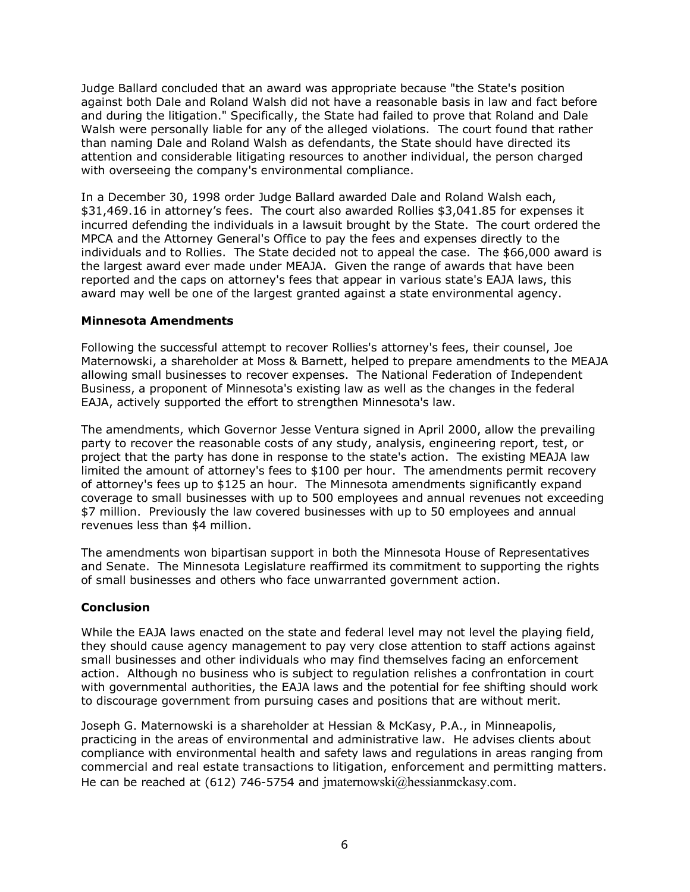Judge Ballard concluded that an award was appropriate because "the State's position against both Dale and Roland Walsh did not have a reasonable basis in law and fact before and during the litigation." Specifically, the State had failed to prove that Roland and Dale Walsh were personally liable for any of the alleged violations. The court found that rather than naming Dale and Roland Walsh as defendants, the State should have directed its attention and considerable litigating resources to another individual, the person charged with overseeing the company's environmental compliance.

In a December 30, 1998 order Judge Ballard awarded Dale and Roland Walsh each, $31,469.16 in attorney's fees. The court also awarded Rollies $3,041.85 for expenses it incurred defending the individuals in a lawsuit brought by the State. The court ordered the MPCA and the Attorney General's Office to pay the fees and expenses directly to the individuals and to Rollies. The State decided not to appeal the case. The $66,000 award is the largest award ever made under MEAJA. Given the range of awards that have been reported and the caps on attorney's fees that appear in various state's EAJA laws, this award may well be one of the largest granted against a state environmental agency.

**Minnesota Amendments**

Following the successful attempt to recover Rollies's attorney's fees, their counsel, Joe Maternowski, a shareholder at Moss & Barnett, helped to prepare amendments to the MEAJA allowing small businesses to recover expenses. The National Federation of Independent Business, a proponent of Minnesota's existing law as well as the changes in the federal EAJA, actively supported the effort to strengthen Minnesota's law.

The amendments, which Governor Jesse Ventura signed in April 2000, allow the prevailing party to recover the reasonable costs of any study, analysis, engineering report, test, or project that the party has done in response to the state's action. The existing MEAJA law limited the amount of attorney's fees to $100 per hour. The amendments permit recovery of attorney's fees up to $125 an hour. The Minnesota amendments significantly expand coverage to small businesses with up to 500 employees and annual revenues not exceeding $7 million. Previously the law covered businesses with up to 50 employees and annual revenues less than $4 million.

The amendments won bipartisan support in both the Minnesota House of Representatives and Senate. The Minnesota Legislature reaffirmed its commitment to supporting the rights of small businesses and others who face unwarranted government action.

**Conclusion**

While the EAJA laws enacted on the state and federal level may not level the playing field, they should cause agency management to pay very close attention to staff actions against small businesses and other individuals who may find themselves facing an enforcement action. Although no business who is subject to regulation relishes a confrontation in court with governmental authorities, the EAJA laws and the potential for fee shifting should work to discourage government from pursuing cases and positions that are without merit.

Joseph G. Maternowski is a shareholder at Hessian & McKasy, P.A., in Minneapolis, practicing in the areas of environmental and administrative law. He advises clients about compliance with environmental health and safety laws and regulations in areas ranging from commercial and real estate transactions to litigation, enforcement and permitting matters. He can be reached at (612) 746-5754 and jmaternowski@hessianmckasy.com.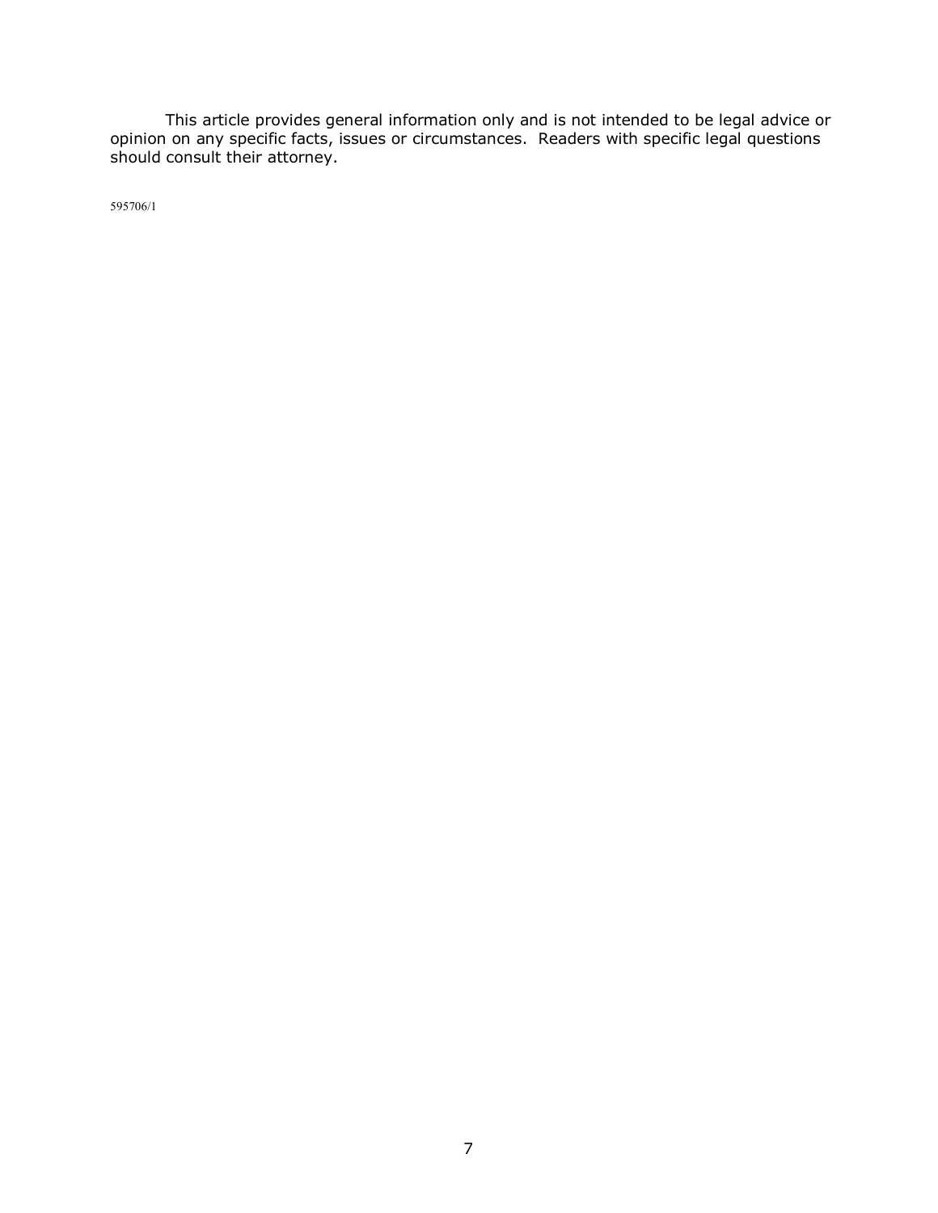This article provides general information only and is not intended to be legal advice or opinion on any specific facts, issues or circumstances. Readers with specific legal questions should consult their attorney.

595706/1